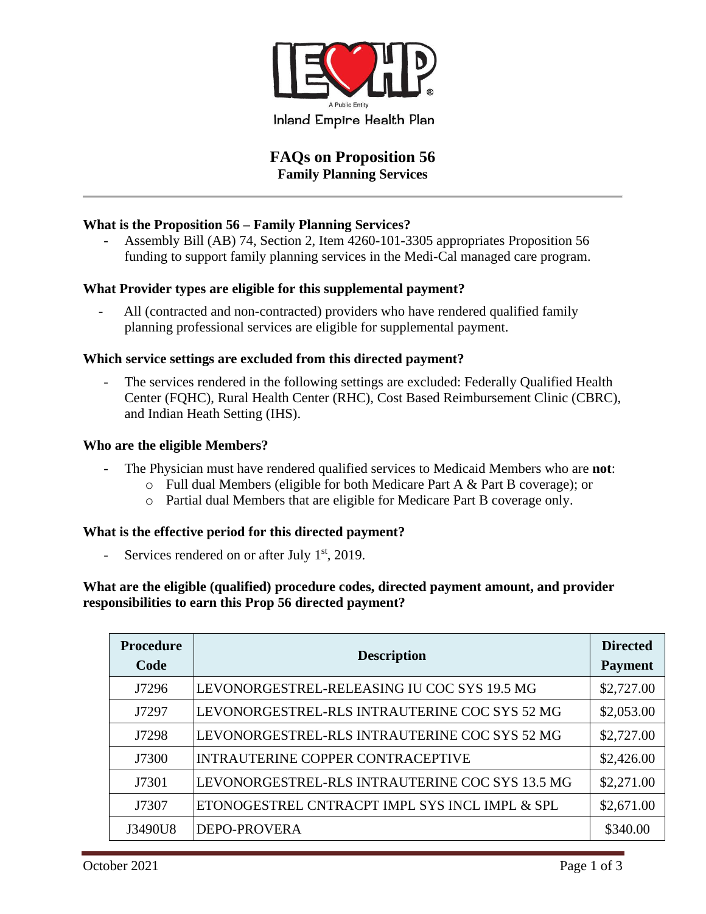Inland Empire Health Plan

A Public Entity

# FAQs on Proposition 56

## Family Planning Services

**What is the Proposition 56 – Family Planning Services?**

- Assembly Bill (AB) 74, Section 2, Item 4260-101-3305 appropriates Proposition 56 funding to support family planning services in the Medi-Cal managed care program.

**What Provider types are eligible for this supplemental payment?**

- All (contracted and non-contracted) providers who have rendered qualified family planning professional services are eligible for supplemental payment.

**Which service settings are excluded from this directed payment?**

- The services rendered in the following settings are excluded: Federally Qualified Health Center (FQHC), Rural Health Center (RHC), Cost Based Reimbursement Clinic (CBRC), and Indian Heath Setting (IHS).

**Who are the eligible Members?**

- The Physician must have rendered qualified services to Medicaid Members who are **not**:
  - Full dual Members (eligible for both Medicare Part A & Part B coverage); or
  - Partial dual Members that are eligible for Medicare Part B coverage only.

**What is the effective period for this directed payment?**

- Services rendered on or after July 1st, 2019.

**What are the eligible (qualified) procedure codes, directed payment amount, and provider responsibilities to earn this Prop 56 directed payment?**

| Procedure Code | Description | Directed Payment |
|---|---|---|
| J7296 | LEVONORGESTREL-RELEASING IU COC SYS 19.5 MG | $2,727.00 |
| J7297 | LEVONORGESTREL-RLS INTRAUTERINE COC SYS 52 MG | $2,053.00 |
| J7298 | LEVONORGESTREL-RLS INTRAUTERINE COC SYS 52 MG | $2,727.00 |
| J7300 | INTRAUTERINE COPPER CONTRACEPTIVE | $2,426.00 |
| J7301 | LEVONORGESTREL-RLS INTRAUTERINE COC SYS 13.5 MG | $2,271.00 |
| J7307 | ETONOGESTREL CNTRACPT IMPL SYS INCL IMPL & SPL | $2,671.00 |
| J3490U8 | DEPO-PROVERA | $340.00 |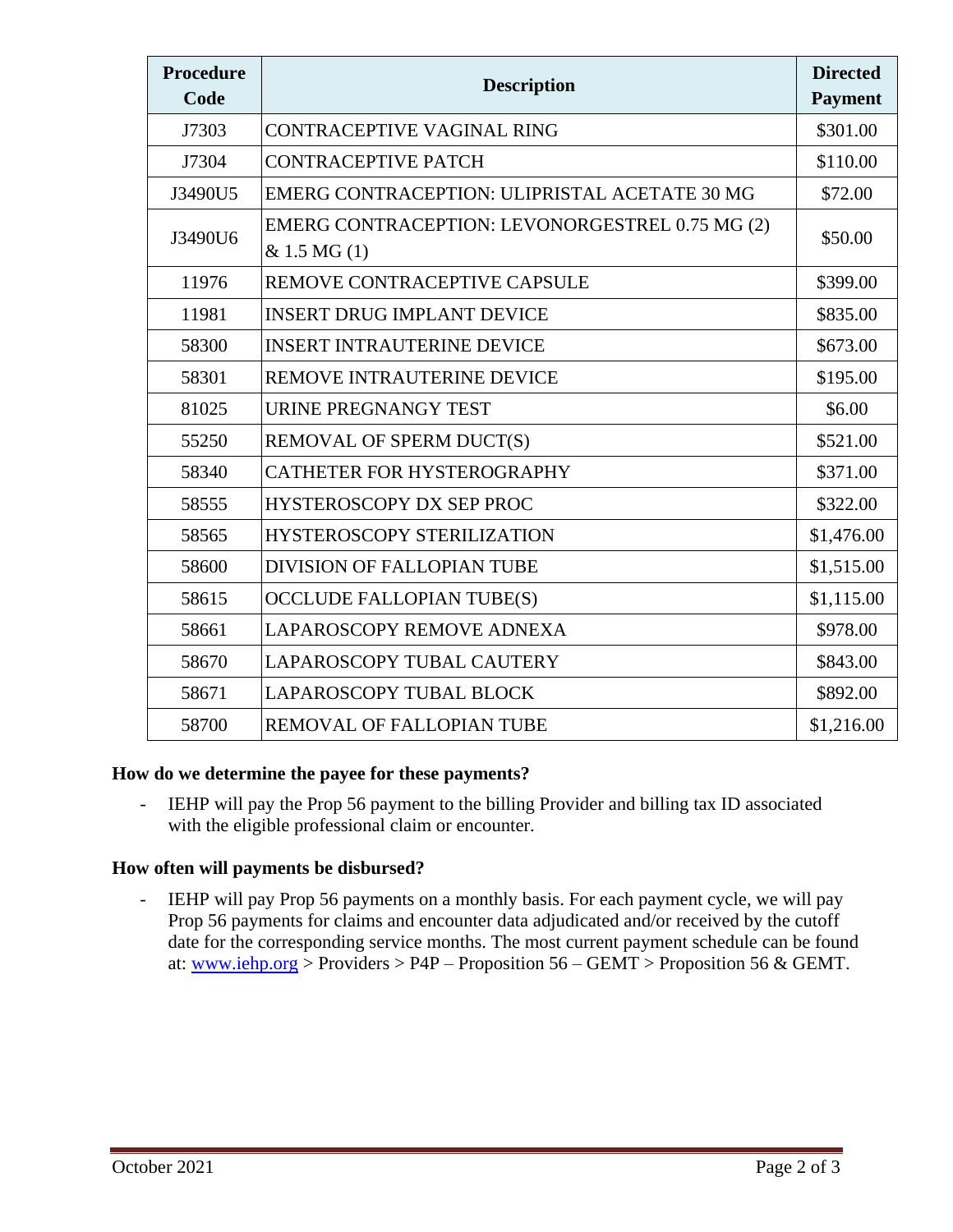| Procedure Code | Description | Directed Payment |
|---|---|---|
| J7303 | CONTRACEPTIVE VAGINAL RING | $301.00 |
| J7304 | CONTRACEPTIVE PATCH | $110.00 |
| J3490U5 | EMERG CONTRACEPTION: ULIPRISTAL ACETATE 30 MG | $72.00 |
| J3490U6 | EMERG CONTRACEPTION: LEVONORGESTREL 0.75 MG (2) & 1.5 MG (1) | $50.00 |
| 11976 | REMOVE CONTRACEPTIVE CAPSULE | $399.00 |
| 11981 | INSERT DRUG IMPLANT DEVICE | $835.00 |
| 58300 | INSERT INTRAUTERINE DEVICE | $673.00 |
| 58301 | REMOVE INTRAUTERINE DEVICE | $195.00 |
| 81025 | URINE PREGNANGY TEST | $6.00 |
| 55250 | REMOVAL OF SPERM DUCT(S) | $521.00 |
| 58340 | CATHETER FOR HYSTEROGRAPHY | $371.00 |
| 58555 | HYSTEROSCOPY DX SEP PROC | $322.00 |
| 58565 | HYSTEROSCOPY STERILIZATION | $1,476.00 |
| 58600 | DIVISION OF FALLOPIAN TUBE | $1,515.00 |
| 58615 | OCCLUDE FALLOPIAN TUBE(S) | $1,115.00 |
| 58661 | LAPAROSCOPY REMOVE ADNEXA | $978.00 |
| 58670 | LAPAROSCOPY TUBAL CAUTERY | $843.00 |
| 58671 | LAPAROSCOPY TUBAL BLOCK | $892.00 |
| 58700 | REMOVAL OF FALLOPIAN TUBE | $1,216.00 |

**How do we determine the payee for these payments?**

- IEHP will pay the Prop 56 payment to the billing Provider and billing tax ID associated with the eligible professional claim or encounter.

**How often will payments be disbursed?**

- IEHP will pay Prop 56 payments on a monthly basis. For each payment cycle, we will pay Prop 56 payments for claims and encounter data adjudicated and/or received by the cutoff date for the corresponding service months. The most current payment schedule can be found at: www.iehp.org > Providers > P4P – Proposition 56 – GEMT > Proposition 56 & GEMT.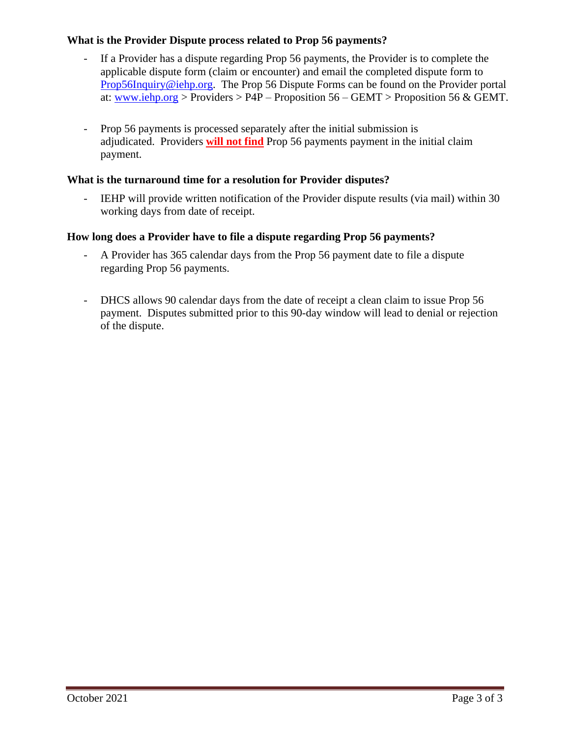**What is the Provider Dispute process related to Prop 56 payments?**

- If a Provider has a dispute regarding Prop 56 payments, the Provider is to complete the applicable dispute form (claim or encounter) and email the completed dispute form to Prop56Inquiry@iehp.org. The Prop 56 Dispute Forms can be found on the Provider portal at: www.iehp.org > Providers > P4P – Proposition 56 – GEMT > Proposition 56 & GEMT.

- Prop 56 payments is processed separately after the initial submission is adjudicated. Providers **will not find** Prop 56 payments payment in the initial claim payment.

**What is the turnaround time for a resolution for Provider disputes?**

- IEHP will provide written notification of the Provider dispute results (via mail) within 30 working days from date of receipt.

**How long does a Provider have to file a dispute regarding Prop 56 payments?**

- A Provider has 365 calendar days from the Prop 56 payment date to file a dispute regarding Prop 56 payments.

- DHCS allows 90 calendar days from the date of receipt a clean claim to issue Prop 56 payment. Disputes submitted prior to this 90-day window will lead to denial or rejection of the dispute.